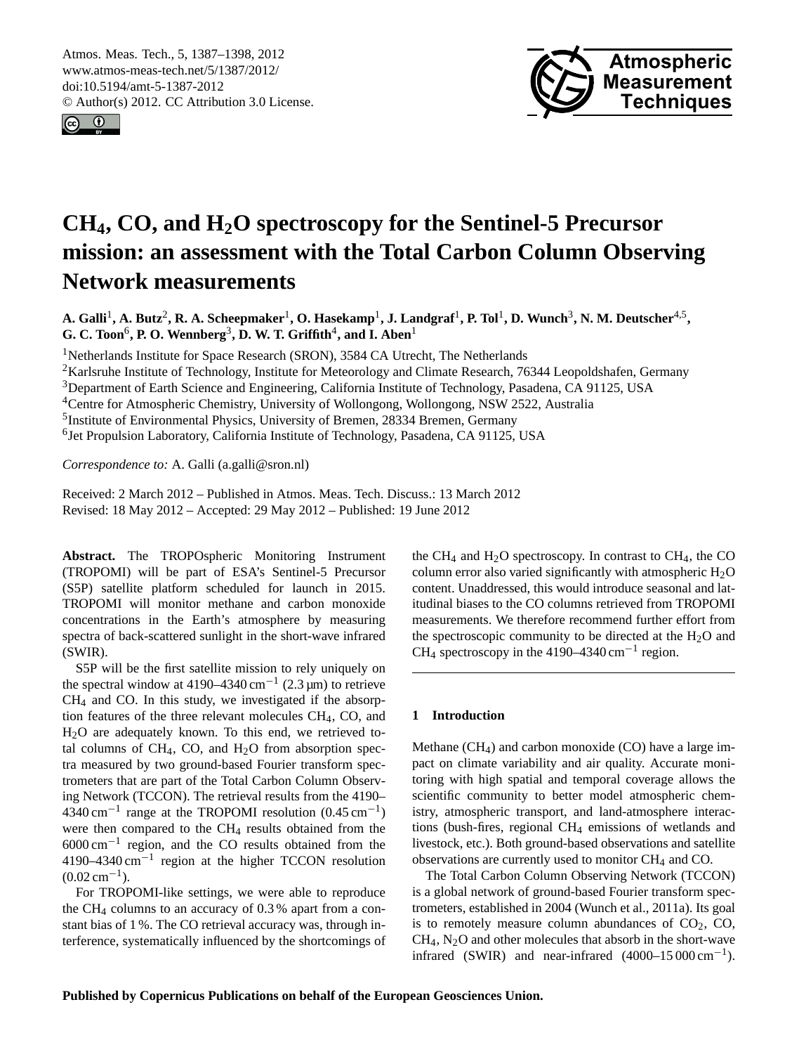Atmos. Meas. Tech., 5, 1387–1398, 2012
www.atmos-meas-tech.net/5/1387/2012/
doi:10.5194/amt-5-1387-2012
© Author(s) 2012. CC Attribution 3.0 License.

# $CH_4$, CO, and $H_2O$ spectroscopy for the Sentinel-5 Precursor mission: an assessment with the Total Carbon Column Observing Network measurements

**A. Galli[1], A. Butz[2], R. A. Scheepmaker[1], O. Hasekamp[1], J. Landgraf[1], P. Tol[1], D. Wunch[3], N. M. Deutscher[4,5], G. C. Toon[6], P. O. Wennberg[3], D. W. T. Griffith[4], and I. Aben[1]**

[1]Netherlands Institute for Space Research (SRON), 3584 CA Utrecht, The Netherlands
[2]Karlsruhe Institute of Technology, Institute for Meteorology and Climate Research, 76344 Leopoldshafen, Germany
[3]Department of Earth Science and Engineering, California Institute of Technology, Pasadena, CA 91125, USA
[4]Centre for Atmospheric Chemistry, University of Wollongong, Wollongong, NSW 2522, Australia
[5]Institute of Environmental Physics, University of Bremen, 28334 Bremen, Germany
[6]Jet Propulsion Laboratory, California Institute of Technology, Pasadena, CA 91125, USA

*Correspondence to:* A. Galli (a.galli@sron.nl)

Received: 2 March 2012 – Published in Atmos. Meas. Tech. Discuss.: 13 March 2012
Revised: 18 May 2012 – Accepted: 29 May 2012 – Published: 19 June 2012

**Abstract.** The TROPOspheric Monitoring Instrument (TROPOMI) will be part of ESA's Sentinel-5 Precursor (S5P) satellite platform scheduled for launch in 2015. TROPOMI will monitor methane and carbon monoxide concentrations in the Earth's atmosphere by measuring spectra of back-scattered sunlight in the short-wave infrared (SWIR).

S5P will be the first satellite mission to rely uniquely on the spectral window at 4190–4340 $cm^{-1}$ (2.3 µm) to retrieve $CH_4$ and CO. In this study, we investigated if the absorption features of the three relevant molecules $CH_4$, CO, and $H_2O$ are adequately known. To this end, we retrieved total columns of $CH_4$, CO, and $H_2O$ from absorption spectra measured by two ground-based Fourier transform spectrometers that are part of the Total Carbon Column Observing Network (TCCON). The retrieval results from the 4190–4340 $cm^{-1}$ range at the TROPOMI resolution (0.45 $cm^{-1}$) were then compared to the $CH_4$ results obtained from the 6000 $cm^{-1}$ region, and the CO results obtained from the 4190–4340 $cm^{-1}$ region at the higher TCCON resolution (0.02 $cm^{-1}$).

For TROPOMI-like settings, we were able to reproduce the $CH_4$ columns to an accuracy of 0.3 % apart from a constant bias of 1 %. The CO retrieval accuracy was, through interference, systematically influenced by the shortcomings of the $CH_4$ and $H_2O$ spectroscopy. In contrast to $CH_4$, the CO column error also varied significantly with atmospheric $H_2O$ content. Unaddressed, this would introduce seasonal and latitudinal biases to the CO columns retrieved from TROPOMI measurements. We therefore recommend further effort from the spectroscopic community to be directed at the $H_2O$ and $CH_4$ spectroscopy in the 4190–4340 $cm^{-1}$ region.

## 1 Introduction

Methane ($CH_4$) and carbon monoxide (CO) have a large impact on climate variability and air quality. Accurate monitoring with high spatial and temporal coverage allows the scientific community to better model atmospheric chemistry, atmospheric transport, and land-atmosphere interactions (bush-fires, regional $CH_4$ emissions of wetlands and livestock, etc.). Both ground-based observations and satellite observations are currently used to monitor $CH_4$ and CO.

The Total Carbon Column Observing Network (TCCON) is a global network of ground-based Fourier transform spectrometers, established in 2004 (Wunch et al., 2011a). Its goal is to remotely measure column abundances of $CO_2$, CO, $CH_4$, $N_2O$ and other molecules that absorb in the short-wave infrared (SWIR) and near-infrared (4000–15 000 $cm^{-1}$).

Published by Copernicus Publications on behalf of the European Geosciences Union.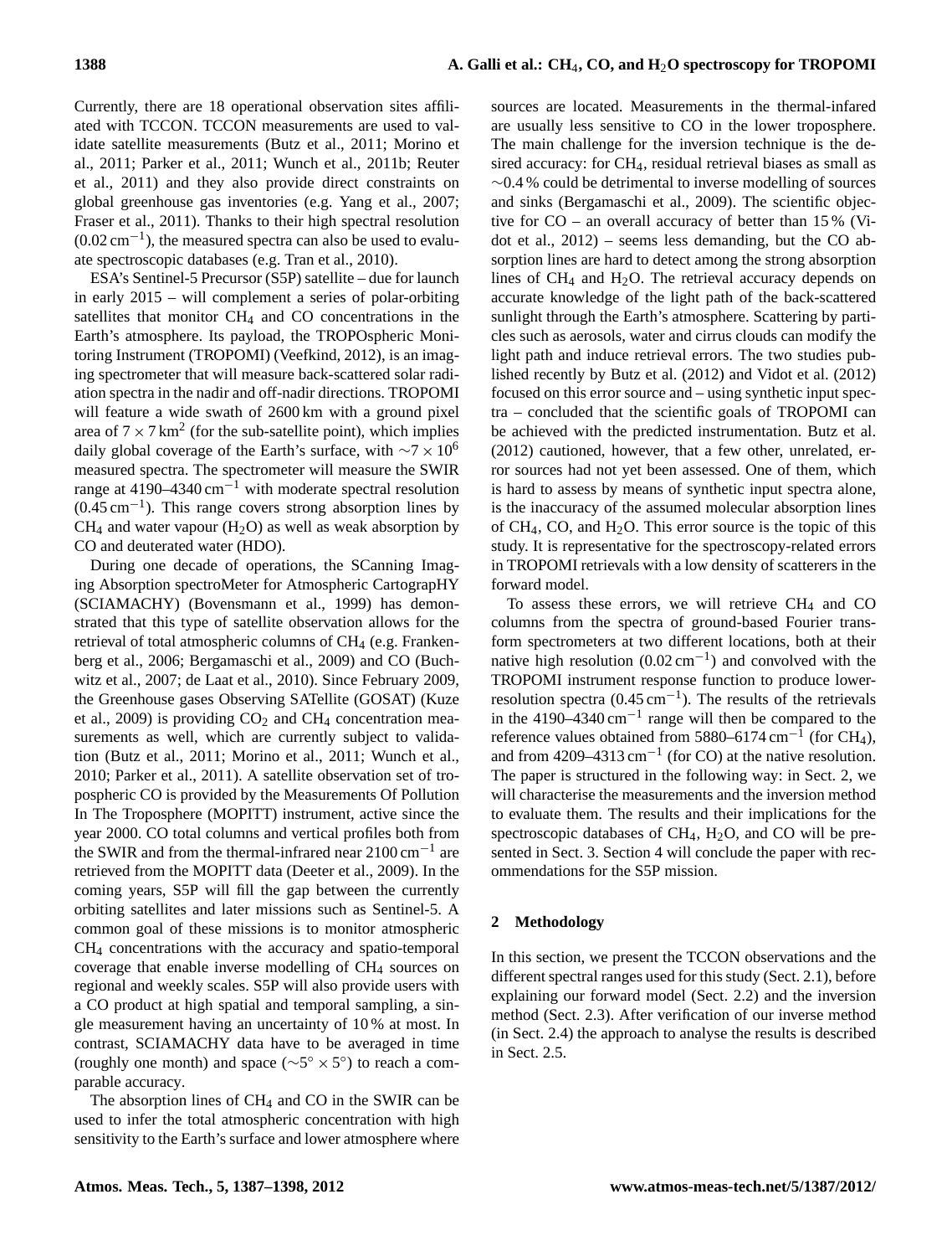Currently, there are 18 operational observation sites affiliated with TCCON. TCCON measurements are used to validate satellite measurements (Butz et al., 2011; Morino et al., 2011; Parker et al., 2011; Wunch et al., 2011b; Reuter et al., 2011) and they also provide direct constraints on global greenhouse gas inventories (e.g. Yang et al., 2007; Fraser et al., 2011). Thanks to their high spectral resolution ($0.02\,\mathrm{cm}^{-1}$), the measured spectra can also be used to evaluate spectroscopic databases (e.g. Tran et al., 2010).

ESA's Sentinel-5 Precursor (S5P) satellite – due for launch in early 2015 – will complement a series of polar-orbiting satellites that monitor $CH_4$ and CO concentrations in the Earth's atmosphere. Its payload, the TROPOspheric Monitoring Instrument (TROPOMI) (Veefkind, 2012), is an imaging spectrometer that will measure back-scattered solar radiation spectra in the nadir and off-nadir directions. TROPOMI will feature a wide swath of 2600 km with a ground pixel area of $7 \times 7\,\mathrm{km}^2$ (for the sub-satellite point), which implies daily global coverage of the Earth's surface, with $\sim 7 \times 10^6$ measured spectra. The spectrometer will measure the SWIR range at 4190–4340 $\mathrm{cm}^{-1}$ with moderate spectral resolution ($0.45\,\mathrm{cm}^{-1}$). This range covers strong absorption lines by $CH_4$ and water vapour ($H_2O$) as well as weak absorption by CO and deuterated water (HDO).

During one decade of operations, the SCanning Imaging Absorption spectroMeter for Atmospheric CartograpHY (SCIAMACHY) (Bovensmann et al., 1999) has demonstrated that this type of satellite observation allows for the retrieval of total atmospheric columns of $CH_4$ (e.g. Frankenberg et al., 2006; Bergamaschi et al., 2009) and CO (Buchwitz et al., 2007; de Laat et al., 2010). Since February 2009, the Greenhouse gases Observing SATellite (GOSAT) (Kuze et al., 2009) is providing $CO_2$ and $CH_4$ concentration measurements as well, which are currently subject to validation (Butz et al., 2011; Morino et al., 2011; Wunch et al., 2010; Parker et al., 2011). A satellite observation set of tropospheric CO is provided by the Measurements Of Pollution In The Troposphere (MOPITT) instrument, active since the year 2000. CO total columns and vertical profiles both from the SWIR and from the thermal-infrared near 2100 $\mathrm{cm}^{-1}$ are retrieved from the MOPITT data (Deeter et al., 2009). In the coming years, S5P will fill the gap between the currently orbiting satellites and later missions such as Sentinel-5. A common goal of these missions is to monitor atmospheric $CH_4$ concentrations with the accuracy and spatio-temporal coverage that enable inverse modelling of $CH_4$ sources on regional and weekly scales. S5P will also provide users with a CO product at high spatial and temporal sampling, a single measurement having an uncertainty of 10 % at most. In contrast, SCIAMACHY data have to be averaged in time (roughly one month) and space ($\sim 5^\circ \times 5^\circ$) to reach a comparable accuracy.

The absorption lines of $CH_4$ and CO in the SWIR can be used to infer the total atmospheric concentration with high sensitivity to the Earth's surface and lower atmosphere where sources are located. Measurements in the thermal-infared are usually less sensitive to CO in the lower troposphere. The main challenge for the inversion technique is the desired accuracy: for $CH_4$, residual retrieval biases as small as $\sim$0.4 % could be detrimental to inverse modelling of sources and sinks (Bergamaschi et al., 2009). The scientific objective for CO – an overall accuracy of better than 15 % (Vidot et al., 2012) – seems less demanding, but the CO absorption lines are hard to detect among the strong absorption lines of $CH_4$ and $H_2O$. The retrieval accuracy depends on accurate knowledge of the light path of the back-scattered sunlight through the Earth's atmosphere. Scattering by particles such as aerosols, water and cirrus clouds can modify the light path and induce retrieval errors. The two studies published recently by Butz et al. (2012) and Vidot et al. (2012) focused on this error source and – using synthetic input spectra – concluded that the scientific goals of TROPOMI can be achieved with the predicted instrumentation. Butz et al. (2012) cautioned, however, that a few other, unrelated, error sources had not yet been assessed. One of them, which is hard to assess by means of synthetic input spectra alone, is the inaccuracy of the assumed molecular absorption lines of $CH_4$, CO, and $H_2O$. This error source is the topic of this study. It is representative for the spectroscopy-related errors in TROPOMI retrievals with a low density of scatterers in the forward model.

To assess these errors, we will retrieve $CH_4$ and CO columns from the spectra of ground-based Fourier transform spectrometers at two different locations, both at their native high resolution ($0.02\,\mathrm{cm}^{-1}$) and convolved with the TROPOMI instrument response function to produce lower-resolution spectra ($0.45\,\mathrm{cm}^{-1}$). The results of the retrievals in the 4190–4340 $\mathrm{cm}^{-1}$ range will then be compared to the reference values obtained from 5880–6174 $\mathrm{cm}^{-1}$ (for $CH_4$), and from 4209–4313 $\mathrm{cm}^{-1}$ (for CO) at the native resolution. The paper is structured in the following way: in Sect. 2, we will characterise the measurements and the inversion method to evaluate them. The results and their implications for the spectroscopic databases of $CH_4$, $H_2O$, and CO will be presented in Sect. 3. Section 4 will conclude the paper with recommendations for the S5P mission.

## 2 Methodology

In this section, we present the TCCON observations and the different spectral ranges used for this study (Sect. 2.1), before explaining our forward model (Sect. 2.2) and the inversion method (Sect. 2.3). After verification of our inverse method (in Sect. 2.4) the approach to analyse the results is described in Sect. 2.5.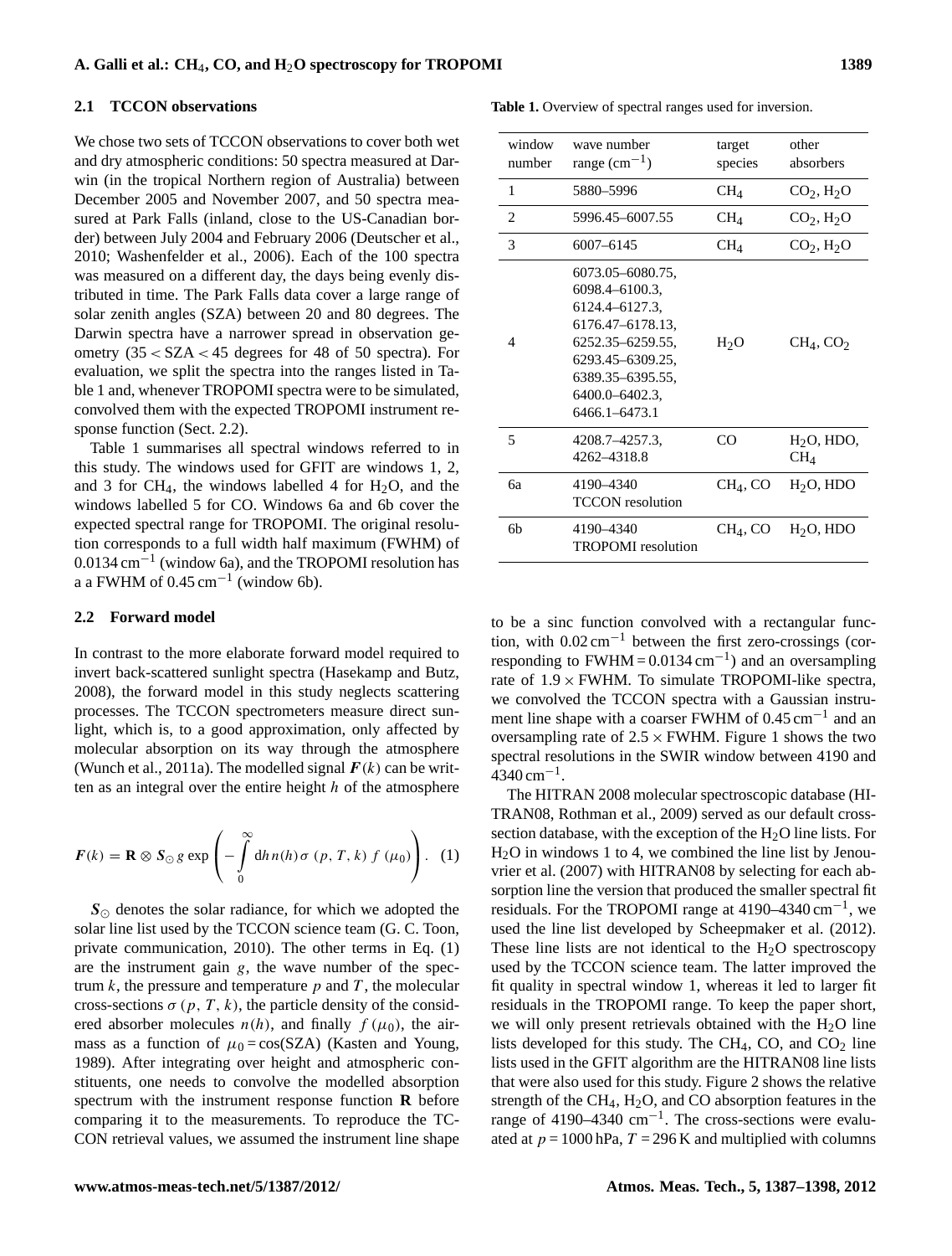### 2.1 TCCON observations

We chose two sets of TCCON observations to cover both wet and dry atmospheric conditions: 50 spectra measured at Darwin (in the tropical Northern region of Australia) between December 2005 and November 2007, and 50 spectra measured at Park Falls (inland, close to the US-Canadian border) between July 2004 and February 2006 (Deutscher et al., 2010; Washenfelder et al., 2006). Each of the 100 spectra was measured on a different day, the days being evenly distributed in time. The Park Falls data cover a large range of solar zenith angles (SZA) between 20 and 80 degrees. The Darwin spectra have a narrower spread in observation geometry ($35 < \text{SZA} < 45$ degrees for 48 of 50 spectra). For evaluation, we split the spectra into the ranges listed in Table 1 and, whenever TROPOMI spectra were to be simulated, convolved them with the expected TROPOMI instrument response function (Sect. 2.2).

Table 1 summarises all spectral windows referred to in this study. The windows used for GFIT are windows 1, 2, and 3 for $CH_4$, the windows labelled 4 for $H_2O$, and the windows labelled 5 for CO. Windows 6a and 6b cover the expected spectral range for TROPOMI. The original resolution corresponds to a full width half maximum (FWHM) of $0.0134\,\text{cm}^{-1}$ (window 6a), and the TROPOMI resolution has a a FWHM of $0.45\,\text{cm}^{-1}$ (window 6b).

**Table 1.** Overview of spectral ranges used for inversion.

| window number | wave number range ($\text{cm}^{-1}$) | target species | other absorbers |
|---|---|---|---|
| 1 | 5880–5996 | $CH_4$ | $CO_2$, $H_2O$ |
| 2 | 5996.45–6007.55 | $CH_4$ | $CO_2$, $H_2O$ |
| 3 | 6007–6145 | $CH_4$ | $CO_2$, $H_2O$ |
| 4 | 6073.05–6080.75, 6098.4–6100.3, 6124.4–6127.3, 6176.47–6178.13, 6252.35–6259.55, 6293.45–6309.25, 6389.35–6395.55, 6400.0–6402.3, 6466.1–6473.1 | $H_2O$ | $CH_4$, $CO_2$ |
| 5 | 4208.7–4257.3, 4262–4318.8 | CO | $H_2O$, HDO, $CH_4$ |
| 6a | 4190–4340 TCCON resolution | $CH_4$, CO | $H_2O$, HDO |
| 6b | 4190–4340 TROPOMI resolution | $CH_4$, CO | $H_2O$, HDO |

### 2.2 Forward model

In contrast to the more elaborate forward model required to invert back-scattered sunlight spectra (Hasekamp and Butz, 2008), the forward model in this study neglects scattering processes. The TCCON spectrometers measure direct sunlight, which is, to a good approximation, only affected by molecular absorption on its way through the atmosphere (Wunch et al., 2011a). The modelled signal $\boldsymbol{F}(k)$ can be written as an integral over the entire height $h$ of the atmosphere

$$\boldsymbol{F}(k) = \mathbf{R} \otimes \boldsymbol{S}_{\odot}\, g \exp\left(-\int_0^\infty \mathrm{d}h\, n(h)\, \sigma\,(p,T,k)\; f\,(\mu_0)\right). \quad (1)$$

$\boldsymbol{S}_{\odot}$ denotes the solar radiance, for which we adopted the solar line list used by the TCCON science team (G. C. Toon, private communication, 2010). The other terms in Eq. (1) are the instrument gain $g$, the wave number of the spectrum $k$, the pressure and temperature $p$ and $T$, the molecular cross-sections $\sigma\,(p,T,k)$, the particle density of the considered absorber molecules $n(h)$, and finally $f\,(\mu_0)$, the airmass as a function of $\mu_0 = \cos(\text{SZA})$ (Kasten and Young, 1989). After integrating over height and atmospheric constituents, one needs to convolve the modelled absorption spectrum with the instrument response function $\mathbf{R}$ before comparing it to the measurements. To reproduce the TCCON retrieval values, we assumed the instrument line shape to be a sinc function convolved with a rectangular function, with $0.02\,\text{cm}^{-1}$ between the first zero-crossings (corresponding to $\text{FWHM} = 0.0134\,\text{cm}^{-1}$) and an oversampling rate of $1.9 \times \text{FWHM}$. To simulate TROPOMI-like spectra, we convolved the TCCON spectra with a Gaussian instrument line shape with a coarser FWHM of $0.45\,\text{cm}^{-1}$ and an oversampling rate of $2.5 \times \text{FWHM}$. Figure 1 shows the two spectral resolutions in the SWIR window between 4190 and $4340\,\text{cm}^{-1}$.

The HITRAN 2008 molecular spectroscopic database (HITRAN08, Rothman et al., 2009) served as our default cross-section database, with the exception of the $H_2O$ line lists. For $H_2O$ in windows 1 to 4, we combined the line list by Jenouvrier et al. (2007) with HITRAN08 by selecting for each absorption line the version that produced the smaller spectral fit residuals. For the TROPOMI range at $4190–4340\,\text{cm}^{-1}$, we used the line list developed by Scheepmaker et al. (2012). These line lists are not identical to the $H_2O$ spectroscopy used by the TCCON science team. The latter improved the fit quality in spectral window 1, whereas it led to larger fit residuals in the TROPOMI range. To keep the paper short, we will only present retrievals obtained with the $H_2O$ line lists developed for this study. The $CH_4$, CO, and $CO_2$ line lists used in the GFIT algorithm are the HITRAN08 line lists that were also used for this study. Figure 2 shows the relative strength of the $CH_4$, $H_2O$, and CO absorption features in the range of 4190–4340 $\text{cm}^{-1}$. The cross-sections were evaluated at $p = 1000\,\text{hPa}$, $T = 296\,\text{K}$ and multiplied with columns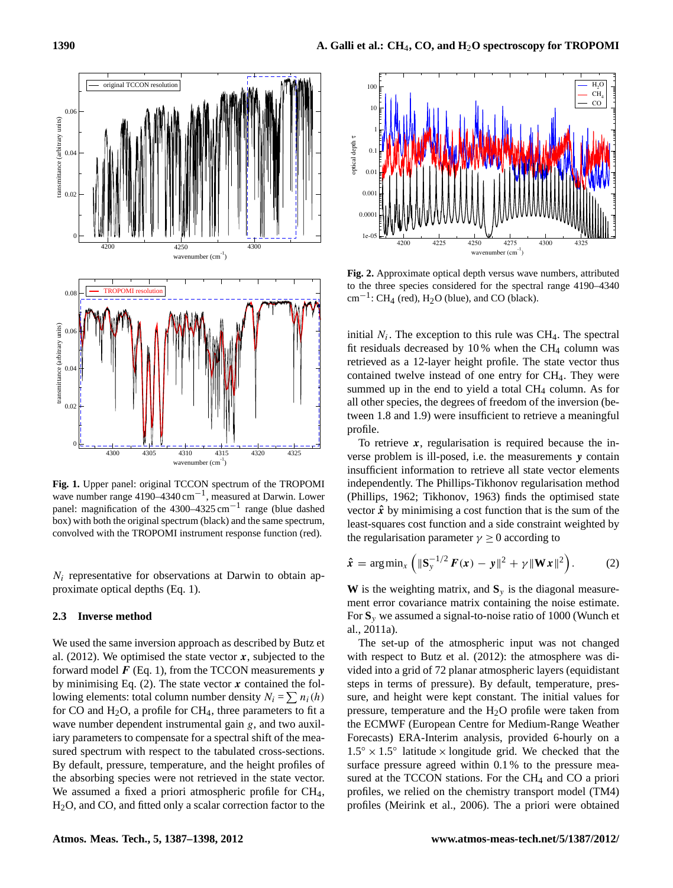original TCCON resolution

transmittance (arbitrary units)

0.06
0.04
0.02
0

4200
4250
4300

wavenumber (cm$^{-1}$)

TROPOMI resolution

transmittance (arbitrary units)

0.08
0.06
0.04
0.02
0

4300
4305
4310
4315
4320
4325

wavenumber (cm$^{-1}$)

**Fig. 1.** Upper panel: original TCCON spectrum of the TROPOMI wave number range 4190–4340 cm$^{-1}$, measured at Darwin. Lower panel: magnification of the 4300–4325 cm$^{-1}$ range (blue dashed box) with both the original spectrum (black) and the same spectrum, convolved with the TROPOMI instrument response function (red).

$H_2O$
$CH_4$
CO

optical depth τ

100
10
1
0.1
0.01
0.001
0.0001
1e-05

4200
4225
4250
4275
4300
4325

wavenumber (cm$^{-1}$)

**Fig. 2.** Approximate optical depth versus wave numbers, attributed to the three species considered for the spectral range 4190–4340 cm$^{-1}$: $CH_4$ (red), $H_2O$ (blue), and CO (black).

$N_i$ representative for observations at Darwin to obtain approximate optical depths (Eq. 1).

### 2.3 Inverse method

We used the same inversion approach as described by Butz et al. (2012). We optimised the state vector $\boldsymbol{x}$, subjected to the forward model $\boldsymbol{F}$ (Eq. 1), from the TCCON measurements $\boldsymbol{y}$ by minimising Eq. (2). The state vector $\boldsymbol{x}$ contained the following elements: total column number density $N_i = \sum n_i(h)$ for CO and $H_2O$, a profile for $CH_4$, three parameters to fit a wave number dependent instrumental gain $g$, and two auxiliary parameters to compensate for a spectral shift of the measured spectrum with respect to the tabulated cross-sections. By default, pressure, temperature, and the height profiles of the absorbing species were not retrieved in the state vector. We assumed a fixed a priori atmospheric profile for $CH_4$, $H_2O$, and CO, and fitted only a scalar correction factor to the initial $N_i$. The exception to this rule was $CH_4$. The spectral fit residuals decreased by 10 % when the $CH_4$ column was retrieved as a 12-layer height profile. The state vector thus contained twelve instead of one entry for $CH_4$. They were summed up in the end to yield a total $CH_4$ column. As for all other species, the degrees of freedom of the inversion (between 1.8 and 1.9) were insufficient to retrieve a meaningful profile.

To retrieve $\boldsymbol{x}$, regularisation is required because the inverse problem is ill-posed, i.e. the measurements $\boldsymbol{y}$ contain insufficient information to retrieve all state vector elements independently. The Phillips-Tikhonov regularisation method (Phillips, 1962; Tikhonov, 1963) finds the optimised state vector $\hat{\boldsymbol{x}}$ by minimising a cost function that is the sum of the least-squares cost function and a side constraint weighted by the regularisation parameter $\gamma \geq 0$ according to

$$\hat{\boldsymbol{x}} = \arg\min_x \left( \|\mathbf{S}_y^{-1/2} \boldsymbol{F}(\boldsymbol{x}) - \boldsymbol{y}\|^2 + \gamma \|\mathbf{W}\boldsymbol{x}\|^2 \right). \tag{2}$$

$\mathbf{W}$ is the weighting matrix, and $\mathbf{S}_y$ is the diagonal measurement error covariance matrix containing the noise estimate. For $\mathbf{S}_y$ we assumed a signal-to-noise ratio of 1000 (Wunch et al., 2011a).

The set-up of the atmospheric input was not changed with respect to Butz et al. (2012): the atmosphere was divided into a grid of 72 planar atmospheric layers (equidistant steps in terms of pressure). By default, temperature, pressure, and height were kept constant. The initial values for pressure, temperature and the $H_2O$ profile were taken from the ECMWF (European Centre for Medium-Range Weather Forecasts) ERA-Interim analysis, provided 6-hourly on a $1.5^\circ \times 1.5^\circ$ latitude $\times$ longitude grid. We checked that the surface pressure agreed within 0.1 % to the pressure measured at the TCCON stations. For the $CH_4$ and CO a priori profiles, we relied on the chemistry transport model (TM4) profiles (Meirink et al., 2006). The a priori were obtained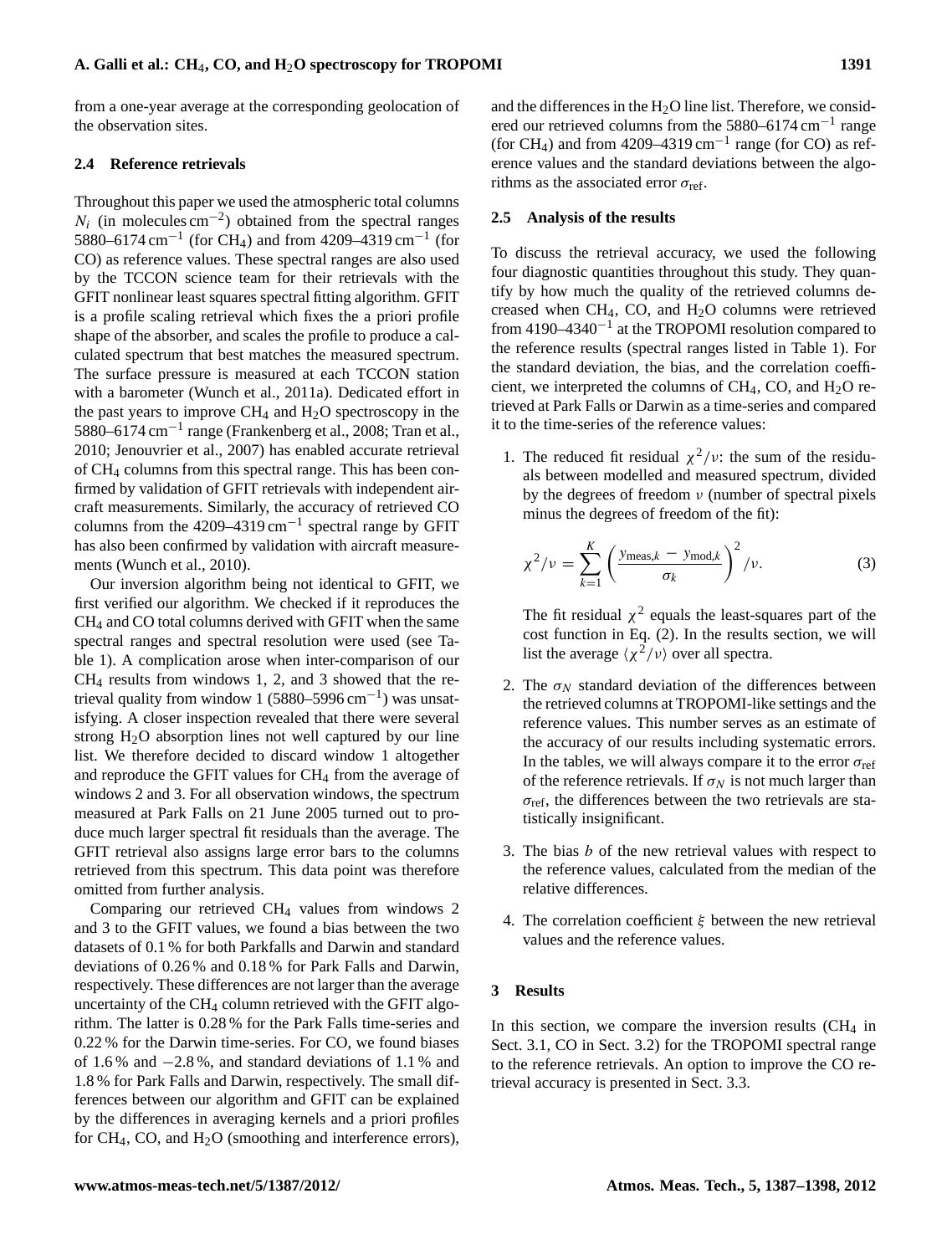from a one-year average at the corresponding geolocation of the observation sites.

### 2.4 Reference retrievals

Throughout this paper we used the atmospheric total columns $N_i$ (in molecules cm$^{-2}$) obtained from the spectral ranges 5880–6174 cm$^{-1}$ (for $CH_4$) and from 4209–4319 cm$^{-1}$ (for CO) as reference values. These spectral ranges are also used by the TCCON science team for their retrievals with the GFIT nonlinear least squares spectral fitting algorithm. GFIT is a profile scaling retrieval which fixes the a priori profile shape of the absorber, and scales the profile to produce a calculated spectrum that best matches the measured spectrum. The surface pressure is measured at each TCCON station with a barometer (Wunch et al., 2011a). Dedicated effort in the past years to improve $CH_4$ and $H_2O$ spectroscopy in the 5880–6174 cm$^{-1}$ range (Frankenberg et al., 2008; Tran et al., 2010; Jenouvrier et al., 2007) has enabled accurate retrieval of $CH_4$ columns from this spectral range. This has been confirmed by validation of GFIT retrievals with independent aircraft measurements. Similarly, the accuracy of retrieved CO columns from the 4209–4319 cm$^{-1}$ spectral range by GFIT has also been confirmed by validation with aircraft measurements (Wunch et al., 2010).

Our inversion algorithm being not identical to GFIT, we first verified our algorithm. We checked if it reproduces the $CH_4$ and CO total columns derived with GFIT when the same spectral ranges and spectral resolution were used (see Table 1). A complication arose when inter-comparison of our $CH_4$ results from windows 1, 2, and 3 showed that the retrieval quality from window 1 (5880–5996 cm$^{-1}$) was unsatisfying. A closer inspection revealed that there were several strong $H_2O$ absorption lines not well captured by our line list. We therefore decided to discard window 1 altogether and reproduce the GFIT values for $CH_4$ from the average of windows 2 and 3. For all observation windows, the spectrum measured at Park Falls on 21 June 2005 turned out to produce much larger spectral fit residuals than the average. The GFIT retrieval also assigns large error bars to the columns retrieved from this spectrum. This data point was therefore omitted from further analysis.

Comparing our retrieved $CH_4$ values from windows 2 and 3 to the GFIT values, we found a bias between the two datasets of 0.1 % for both Parkfalls and Darwin and standard deviations of 0.26 % and 0.18 % for Park Falls and Darwin, respectively. These differences are not larger than the average uncertainty of the $CH_4$ column retrieved with the GFIT algorithm. The latter is 0.28 % for the Park Falls time-series and 0.22 % for the Darwin time-series. For CO, we found biases of 1.6 % and −2.8 %, and standard deviations of 1.1 % and 1.8 % for Park Falls and Darwin, respectively. The small differences between our algorithm and GFIT can be explained by the differences in averaging kernels and a priori profiles for $CH_4$, CO, and $H_2O$ (smoothing and interference errors), and the differences in the $H_2O$ line list. Therefore, we considered our retrieved columns from the 5880–6174 cm$^{-1}$ range (for $CH_4$) and from 4209–4319 cm$^{-1}$ range (for CO) as reference values and the standard deviations between the algorithms as the associated error $\sigma_{\mathrm{ref}}$.

### 2.5 Analysis of the results

To discuss the retrieval accuracy, we used the following four diagnostic quantities throughout this study. They quantify by how much the quality of the retrieved columns decreased when $CH_4$, CO, and $H_2O$ columns were retrieved from 4190–4340$^{-1}$ at the TROPOMI resolution compared to the reference results (spectral ranges listed in Table 1). For the standard deviation, the bias, and the correlation coefficient, we interpreted the columns of $CH_4$, CO, and $H_2O$ retrieved at Park Falls or Darwin as a time-series and compared it to the time-series of the reference values:

1. The reduced fit residual $\chi^2/\nu$: the sum of the residuals between modelled and measured spectrum, divided by the degrees of freedom $\nu$ (number of spectral pixels minus the degrees of freedom of the fit):

$$\chi^2/\nu = \sum_{k=1}^{K} \left( \frac{y_{\mathrm{meas},k} - y_{\mathrm{mod},k}}{\sigma_k} \right)^2 / \nu. \tag{3}$$

   The fit residual $\chi^2$ equals the least-squares part of the cost function in Eq. (2). In the results section, we will list the average $\langle \chi^2/\nu \rangle$ over all spectra.

2. The $\sigma_N$ standard deviation of the differences between the retrieved columns at TROPOMI-like settings and the reference values. This number serves as an estimate of the accuracy of our results including systematic errors. In the tables, we will always compare it to the error $\sigma_{\mathrm{ref}}$ of the reference retrievals. If $\sigma_N$ is not much larger than $\sigma_{\mathrm{ref}}$, the differences between the two retrievals are statistically insignificant.

3. The bias $b$ of the new retrieval values with respect to the reference values, calculated from the median of the relative differences.

4. The correlation coefficient $\xi$ between the new retrieval values and the reference values.

## 3 Results

In this section, we compare the inversion results ($CH_4$ in Sect. 3.1, CO in Sect. 3.2) for the TROPOMI spectral range to the reference retrievals. An option to improve the CO retrieval accuracy is presented in Sect. 3.3.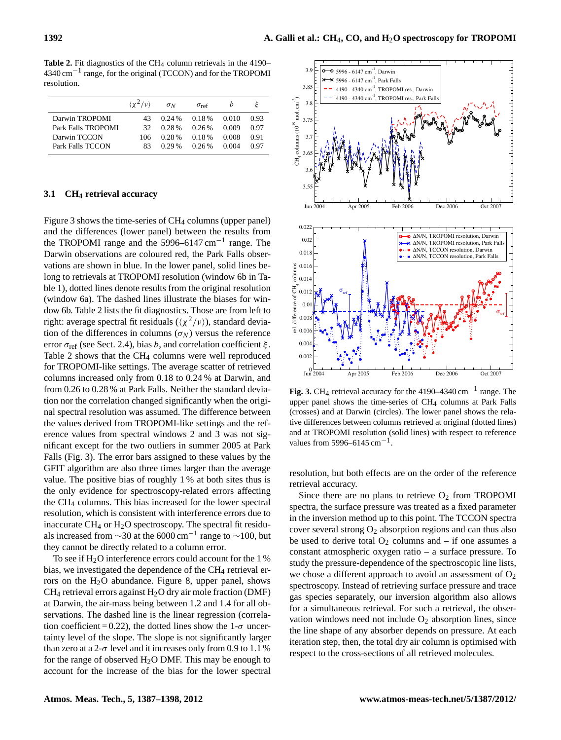**Table 2.** Fit diagnostics of the $CH_4$ column retrievals in the 4190–4340 $cm^{-1}$ range, for the original (TCCON) and for the TROPOMI resolution.

| | $\langle\chi^2/\nu\rangle$ | $\sigma_N$ | $\sigma_{\text{ref}}$ | $b$ | $\xi$ |
|---|---|---|---|---|---|
| Darwin TROPOMI | 43 | 0.24 % | 0.18 % | 0.010 | 0.93 |
| Park Falls TROPOMI | 32 | 0.28 % | 0.26 % | 0.009 | 0.97 |
| Darwin TCCON | 106 | 0.28 % | 0.18 % | 0.008 | 0.91 |
| Park Falls TCCON | 83 | 0.29 % | 0.26 % | 0.004 | 0.97 |

### 3.1 $CH_4$ retrieval accuracy

Figure 3 shows the time-series of $CH_4$ columns (upper panel) and the differences (lower panel) between the results from the TROPOMI range and the 5996–6147 $cm^{-1}$ range. The Darwin observations are coloured red, the Park Falls observations are shown in blue. In the lower panel, solid lines belong to retrievals at TROPOMI resolution (window 6b in Table 1), dotted lines denote results from the original resolution (window 6a). The dashed lines illustrate the biases for window 6b. Table 2 lists the fit diagnostics. Those are from left to right: average spectral fit residuals ($\langle\chi^2/\nu\rangle$), standard deviation of the differences in columns ($\sigma_N$) versus the reference error $\sigma_{\text{ref}}$ (see Sect. 2.4), bias $b$, and correlation coefficient $\xi$. Table 2 shows that the $CH_4$ columns were well reproduced for TROPOMI-like settings. The average scatter of retrieved columns increased only from 0.18 to 0.24 % at Darwin, and from 0.26 to 0.28 % at Park Falls. Neither the standard deviation nor the correlation changed significantly when the original spectral resolution was assumed. The difference between the values derived from TROPOMI-like settings and the reference values from spectral windows 2 and 3 was not significant except for the two outliers in summer 2005 at Park Falls (Fig. 3). The error bars assigned to these values by the GFIT algorithm are also three times larger than the average value. The positive bias of roughly 1 % at both sites thus is the only evidence for spectroscopy-related errors affecting the $CH_4$ columns. This bias increased for the lower spectral resolution, which is consistent with interference errors due to inaccurate $CH_4$ or $H_2O$ spectroscopy. The spectral fit residuals increased from ~30 at the 6000 $cm^{-1}$ range to ~100, but they cannot be directly related to a column error.

To see if $H_2O$ interference errors could account for the 1 % bias, we investigated the dependence of the $CH_4$ retrieval errors on the $H_2O$ abundance. Figure 8, upper panel, shows $CH_4$ retrieval errors against $H_2O$ dry air mole fraction (DMF) at Darwin, the air-mass being between 1.2 and 1.4 for all observations. The dashed line is the linear regression (correlation coefficient = 0.22), the dotted lines show the 1-$\sigma$ uncertainty level of the slope. The slope is not significantly larger than zero at a 2-$\sigma$ level and it increases only from 0.9 to 1.1 % for the range of observed $H_2O$ DMF. This may be enough to account for the increase of the bias for the lower spectral resolution, but both effects are on the order of the reference retrieval accuracy.

Since there are no plans to retrieve $O_2$ from TROPOMI spectra, the surface pressure was treated as a fixed parameter in the inversion method up to this point. The TCCON spectra cover several strong $O_2$ absorption regions and can thus also be used to derive total $O_2$ columns and – if one assumes a constant atmospheric oxygen ratio – a surface pressure. To study the pressure-dependence of the spectroscopic line lists, we chose a different approach to avoid an assessment of $O_2$ spectroscopy. Instead of retrieving surface pressure and trace gas species separately, our inversion algorithm also allows for a simultaneous retrieval. For such a retrieval, the observation windows need not include $O_2$ absorption lines, since the line shape of any absorber depends on pressure. At each iteration step, then, the total dry air column is optimised with respect to the cross-sections of all retrieved molecules.

5996 - 6147 cm$^{-1}$, Darwin
5996 - 6147 cm$^{-1}$, Park Falls
4190 - 4340 cm$^{-1}$, TROPOMI res., Darwin
4190 - 4340 cm$^{-1}$, TROPOMI res., Park Falls
$CH_4$ columns ($10^{19}$ mol. cm$^{-2}$)
3.9
3.85
3.8
3.75
3.7
3.65
3.6
3.55
Jun 2004
Apr 2005
Feb 2006
Dec 2006
Oct 2007

ΔN/N, TROPOMI resolution, Darwin
ΔN/N, TROPOMI resolution, Park Falls
ΔN/N, TCCON resolution, Darwin
ΔN/N, TCCON resolution, Park Falls
rel. difference of $CH_4$ columns
0.022
0.02
0.018
0.016
0.014
0.012
0.01
0.008
0.006
0.004
0.002
0
$\sigma_{\text{ref}}$
$\sigma_{\text{ref}}$
Jun 2004
Apr 2005
Feb 2006
Dec 2006
Oct 2007

**Fig. 3.** $CH_4$ retrieval accuracy for the 4190–4340 $cm^{-1}$ range. The upper panel shows the time-series of $CH_4$ columns at Park Falls (crosses) and at Darwin (circles). The lower panel shows the relative differences between columns retrieved at original (dotted lines) and at TROPOMI resolution (solid lines) with respect to reference values from 5996–6145 $cm^{-1}$.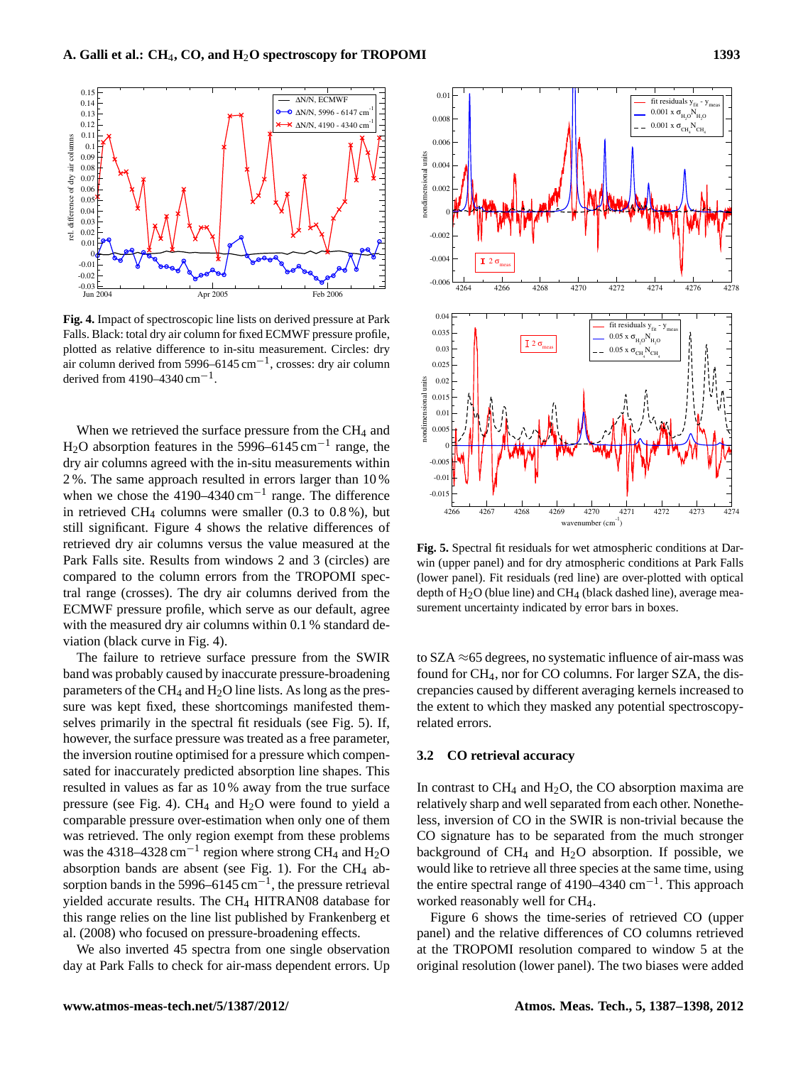**Fig. 4.** Impact of spectroscopic line lists on derived pressure at Park Falls. Black: total dry air column for fixed ECMWF pressure profile, plotted as relative difference to in-situ measurement. Circles: dry air column derived from 5996–6145 $cm^{-1}$, crosses: dry air column derived from 4190–4340 $cm^{-1}$.

When we retrieved the surface pressure from the $CH_4$ and $H_2O$ absorption features in the 5996–6145 $cm^{-1}$ range, the dry air columns agreed with the in-situ measurements within 2 %. The same approach resulted in errors larger than 10 % when we chose the 4190–4340 $cm^{-1}$ range. The difference in retrieved $CH_4$ columns were smaller (0.3 to 0.8 %), but still significant. Figure 4 shows the relative differences of retrieved dry air columns versus the value measured at the Park Falls site. Results from windows 2 and 3 (circles) are compared to the column errors from the TROPOMI spectral range (crosses). The dry air columns derived from the ECMWF pressure profile, which serve as our default, agree with the measured dry air columns within 0.1 % standard deviation (black curve in Fig. 4).

The failure to retrieve surface pressure from the SWIR band was probably caused by inaccurate pressure-broadening parameters of the $CH_4$ and $H_2O$ line lists. As long as the pressure was kept fixed, these shortcomings manifested themselves primarily in the spectral fit residuals (see Fig. 5). If, however, the surface pressure was treated as a free parameter, the inversion routine optimised for a pressure which compensated for inaccurately predicted absorption line shapes. This resulted in values as far as 10 % away from the true surface pressure (see Fig. 4). $CH_4$ and $H_2O$ were found to yield a comparable pressure over-estimation when only one of them was retrieved. The only region exempt from these problems was the 4318–4328 $cm^{-1}$ region where strong $CH_4$ and $H_2O$ absorption bands are absent (see Fig. 1). For the $CH_4$ absorption bands in the 5996–6145 $cm^{-1}$, the pressure retrieval yielded accurate results. The $CH_4$ HITRAN08 database for this range relies on the line list published by Frankenberg et al. (2008) who focused on pressure-broadening effects.

We also inverted 45 spectra from one single observation day at Park Falls to check for air-mass dependent errors. Up to SZA ≈65 degrees, no systematic influence of air-mass was found for $CH_4$, nor for CO columns. For larger SZA, the discrepancies caused by different averaging kernels increased to the extent to which they masked any potential spectroscopy-related errors.

**Fig. 5.** Spectral fit residuals for wet atmospheric conditions at Darwin (upper panel) and for dry atmospheric conditions at Park Falls (lower panel). Fit residuals (red line) are over-plotted with optical depth of $H_2O$ (blue line) and $CH_4$ (black dashed line), average measurement uncertainty indicated by error bars in boxes.

### 3.2 CO retrieval accuracy

In contrast to $CH_4$ and $H_2O$, the CO absorption maxima are relatively sharp and well separated from each other. Nonetheless, inversion of CO in the SWIR is non-trivial because the CO signature has to be separated from the much stronger background of $CH_4$ and $H_2O$ absorption. If possible, we would like to retrieve all three species at the same time, using the entire spectral range of 4190–4340 $cm^{-1}$. This approach worked reasonably well for $CH_4$.

Figure 6 shows the time-series of retrieved CO (upper panel) and the relative differences of CO columns retrieved at the TROPOMI resolution compared to window 5 at the original resolution (lower panel). The two biases were added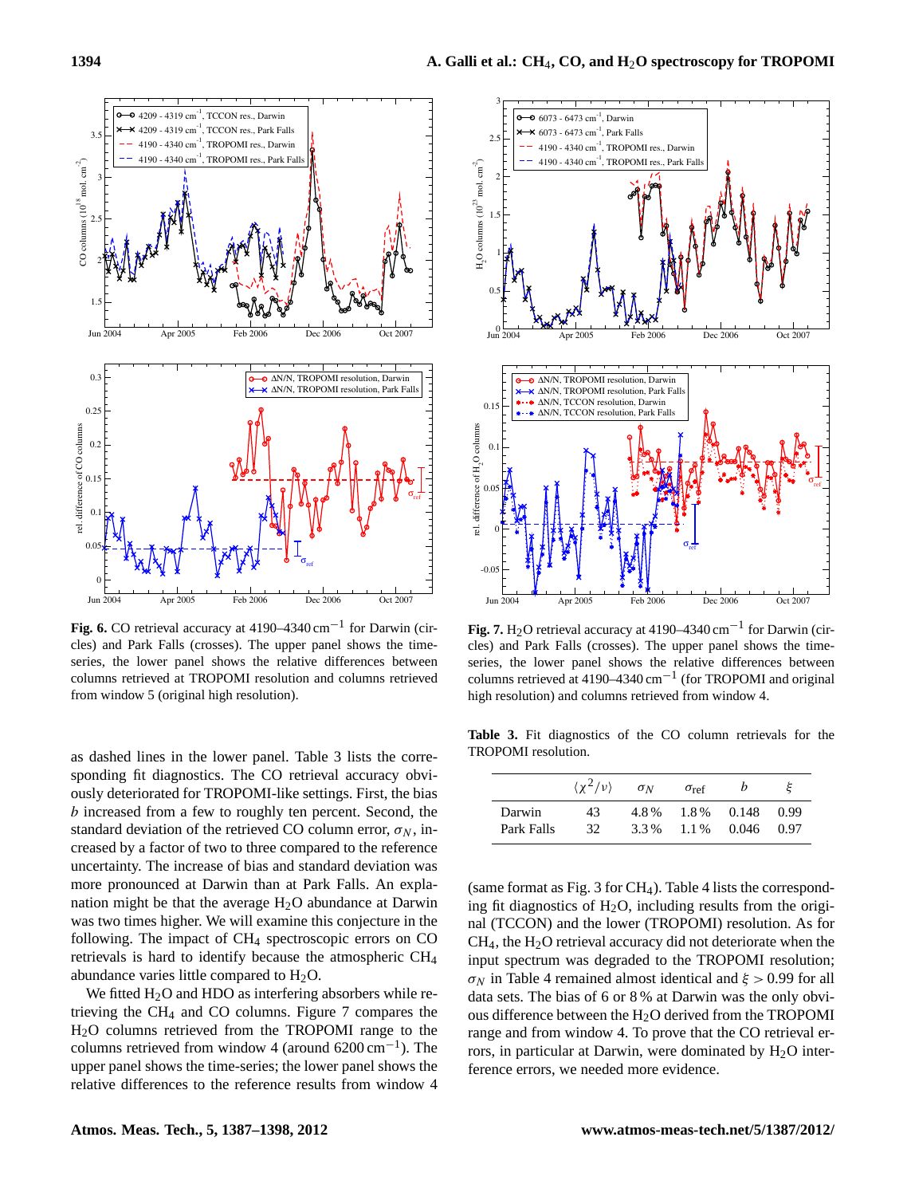Jun 2004
Apr 2005
Feb 2006
Dec 2006
Oct 2007

CO columns ($10^{18}$ mol. cm$^{-2}$)

4209 - 4319 cm$^{-1}$, TCCON res., Darwin
4209 - 4319 cm$^{-1}$, TCCON res., Park Falls
4190 - 4340 cm$^{-1}$, TROPOMI res., Darwin
4190 - 4340 cm$^{-1}$, TROPOMI res., Park Falls

rel. difference of CO columns

ΔN/N, TROPOMI resolution, Darwin
ΔN/N, TROPOMI resolution, Park Falls

$\sigma_{ref}$

**Fig. 6.** CO retrieval accuracy at 4190–4340 cm$^{-1}$ for Darwin (circles) and Park Falls (crosses). The upper panel shows the time-series, the lower panel shows the relative differences between columns retrieved at TROPOMI resolution and columns retrieved from window 5 (original high resolution).

$H_2O$ columns ($10^{23}$ mol. cm$^{-2}$)

6073 - 6473 cm$^{-1}$, Darwin
6073 - 6473 cm$^{-1}$, Park Falls
4190 - 4340 cm$^{-1}$, TROPOMI res., Darwin
4190 - 4340 cm$^{-1}$, TROPOMI res., Park Falls

rel. difference of $H_2O$ columns

ΔN/N, TROPOMI resolution, Darwin
ΔN/N, TROPOMI resolution, Park Falls
ΔN/N, TCCON resolution, Darwin
ΔN/N, TCCON resolution, Park Falls

$\sigma_{ref}$

**Fig. 7.** $H_2O$ retrieval accuracy at 4190–4340 cm$^{-1}$ for Darwin (circles) and Park Falls (crosses). The upper panel shows the time-series, the lower panel shows the relative differences between columns retrieved at 4190–4340 cm$^{-1}$ (for TROPOMI and original high resolution) and columns retrieved from window 4.

as dashed lines in the lower panel. Table 3 lists the corresponding fit diagnostics. The CO retrieval accuracy obviously deteriorated for TROPOMI-like settings. First, the bias $b$ increased from a few to roughly ten percent. Second, the standard deviation of the retrieved CO column error, $\sigma_N$, increased by a factor of two to three compared to the reference uncertainty. The increase of bias and standard deviation was more pronounced at Darwin than at Park Falls. An explanation might be that the average $H_2O$ abundance at Darwin was two times higher. We will examine this conjecture in the following. The impact of $CH_4$ spectroscopic errors on CO retrievals is hard to identify because the atmospheric $CH_4$ abundance varies little compared to $H_2O$.

We fitted $H_2O$ and HDO as interfering absorbers while retrieving the $CH_4$ and CO columns. Figure 7 compares the $H_2O$ columns retrieved from the TROPOMI range to the columns retrieved from window 4 (around 6200 cm$^{-1}$). The upper panel shows the time-series; the lower panel shows the relative differences to the reference results from window 4 (same format as Fig. 3 for $CH_4$). Table 4 lists the corresponding fit diagnostics of $H_2O$, including results from the original (TCCON) and the lower (TROPOMI) resolution. As for $CH_4$, the $H_2O$ retrieval accuracy did not deteriorate when the input spectrum was degraded to the TROPOMI resolution; $\sigma_N$ in Table 4 remained almost identical and $\xi > 0.99$ for all data sets. The bias of 6 or 8 % at Darwin was the only obvious difference between the $H_2O$ derived from the TROPOMI range and from window 4. To prove that the CO retrieval errors, in particular at Darwin, were dominated by $H_2O$ interference errors, we needed more evidence.

**Table 3.** Fit diagnostics of the CO column retrievals for the TROPOMI resolution.

| | $\langle \chi^2/\nu \rangle$ | $\sigma_N$ | $\sigma_{ref}$ | $b$ | $\xi$ |
|---|---|---|---|---|---|
| Darwin | 43 | 4.8 % | 1.8 % | 0.148 | 0.99 |
| Park Falls | 32 | 3.3 % | 1.1 % | 0.046 | 0.97 |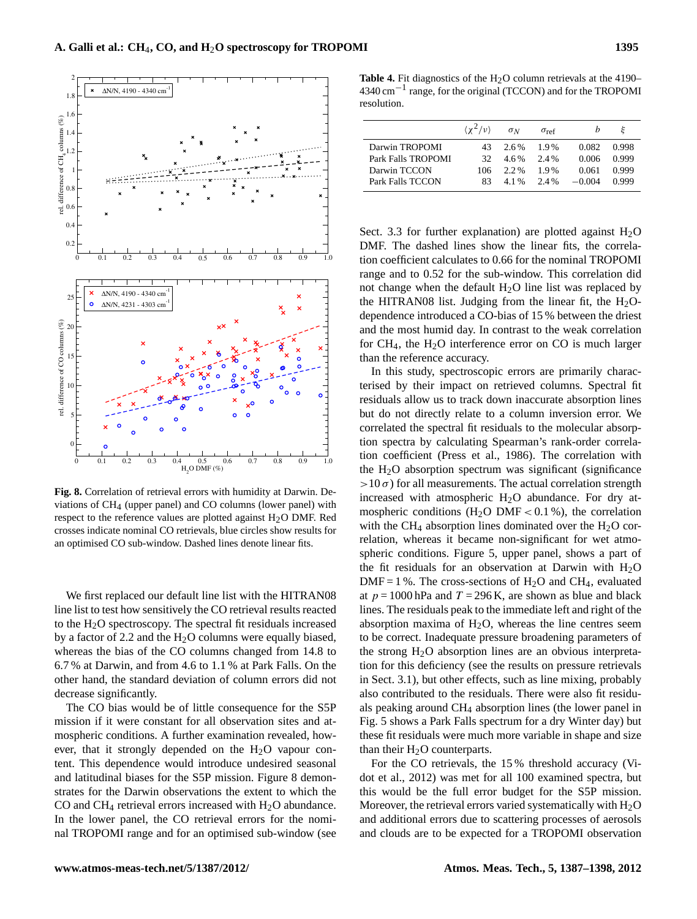ΔN/N, 4190 - 4340 cm$^{-1}$

rel. difference of $CH_4$ columns (%)

0.2
0.4
0.6
0.8
1
1.2
1.4
1.6
1.8
2

0
0.1
0.2
0.3
0.4
0.5
0.6
0.7
0.8
0.9
1.0

ΔN/N, 4190 - 4340 cm$^{-1}$

ΔN/N, 4231 - 4303 cm$^{-1}$

rel. difference of CO columns (%)

0
5
10
15
20
25

0
0.1
0.2
0.3
0.4
0.5
0.6
0.7
0.8
0.9
1.0

$H_2O$ DMF (%)

**Fig. 8.** Correlation of retrieval errors with humidity at Darwin. Deviations of $CH_4$ (upper panel) and CO columns (lower panel) with respect to the reference values are plotted against $H_2O$ DMF. Red crosses indicate nominal CO retrievals, blue circles show results for an optimised CO sub-window. Dashed lines denote linear fits.

We first replaced our default line list with the HITRAN08 line list to test how sensitively the CO retrieval results reacted to the $H_2O$ spectroscopy. The spectral fit residuals increased by a factor of 2.2 and the $H_2O$ columns were equally biased, whereas the bias of the CO columns changed from 14.8 to 6.7 % at Darwin, and from 4.6 to 1.1 % at Park Falls. On the other hand, the standard deviation of column errors did not decrease significantly.

The CO bias would be of little consequence for the S5P mission if it were constant for all observation sites and atmospheric conditions. A further examination revealed, however, that it strongly depended on the $H_2O$ vapour content. This dependence would introduce undesired seasonal and latitudinal biases for the S5P mission. Figure 8 demonstrates for the Darwin observations the extent to which the CO and $CH_4$ retrieval errors increased with $H_2O$ abundance. In the lower panel, the CO retrieval errors for the nominal TROPOMI range and for an optimised sub-window (see Sect. 3.3 for further explanation) are plotted against $H_2O$ DMF. The dashed lines show the linear fits, the correlation coefficient calculates to 0.66 for the nominal TROPOMI range and to 0.52 for the sub-window. This correlation did not change when the default $H_2O$ line list was replaced by the HITRAN08 list. Judging from the linear fit, the $H_2O$-dependence introduced a CO-bias of 15 % between the driest and the most humid day. In contrast to the weak correlation for $CH_4$, the $H_2O$ interference error on CO is much larger than the reference accuracy.

**Table 4.** Fit diagnostics of the $H_2O$ column retrievals at the 4190–4340 cm$^{-1}$ range, for the original (TCCON) and for the TROPOMI resolution.

| | $\langle \chi^2/\nu \rangle$ | $\sigma_N$ | $\sigma_{\mathrm{ref}}$ | $b$ | $\xi$ |
|---|---|---|---|---|---|
| Darwin TROPOMI | 43 | 2.6 % | 1.9 % | 0.082 | 0.998 |
| Park Falls TROPOMI | 32 | 4.6 % | 2.4 % | 0.006 | 0.999 |
| Darwin TCCON | 106 | 2.2 % | 1.9 % | 0.061 | 0.999 |
| Park Falls TCCON | 83 | 4.1 % | 2.4 % | −0.004 | 0.999 |

In this study, spectroscopic errors are primarily characterised by their impact on retrieved columns. Spectral fit residuals allow us to track down inaccurate absorption lines but do not directly relate to a column inversion error. We correlated the spectral fit residuals to the molecular absorption spectra by calculating Spearman's rank-order correlation coefficient (Press et al., 1986). The correlation with the $H_2O$ absorption spectrum was significant (significance $>10\,\sigma$) for all measurements. The actual correlation strength increased with atmospheric $H_2O$ abundance. For dry atmospheric conditions ($H_2O$ DMF $< 0.1$ %), the correlation with the $CH_4$ absorption lines dominated over the $H_2O$ correlation, whereas it became non-significant for wet atmospheric conditions. Figure 5, upper panel, shows a part of the fit residuals for an observation at Darwin with $H_2O$ DMF = 1 %. The cross-sections of $H_2O$ and $CH_4$, evaluated at $p = 1000$ hPa and $T = 296$ K, are shown as blue and black lines. The residuals peak to the immediate left and right of the absorption maxima of $H_2O$, whereas the line centres seem to be correct. Inadequate pressure broadening parameters of the strong $H_2O$ absorption lines are an obvious interpretation for this deficiency (see the results on pressure retrievals in Sect. 3.1), but other effects, such as line mixing, probably also contributed to the residuals. There were also fit residuals peaking around $CH_4$ absorption lines (the lower panel in Fig. 5 shows a Park Falls spectrum for a dry Winter day) but these fit residuals were much more variable in shape and size than their $H_2O$ counterparts.

For the CO retrievals, the 15 % threshold accuracy (Vidot et al., 2012) was met for all 100 examined spectra, but this would be the full error budget for the S5P mission. Moreover, the retrieval errors varied systematically with $H_2O$ and additional errors due to scattering processes of aerosols and clouds are to be expected for a TROPOMI observation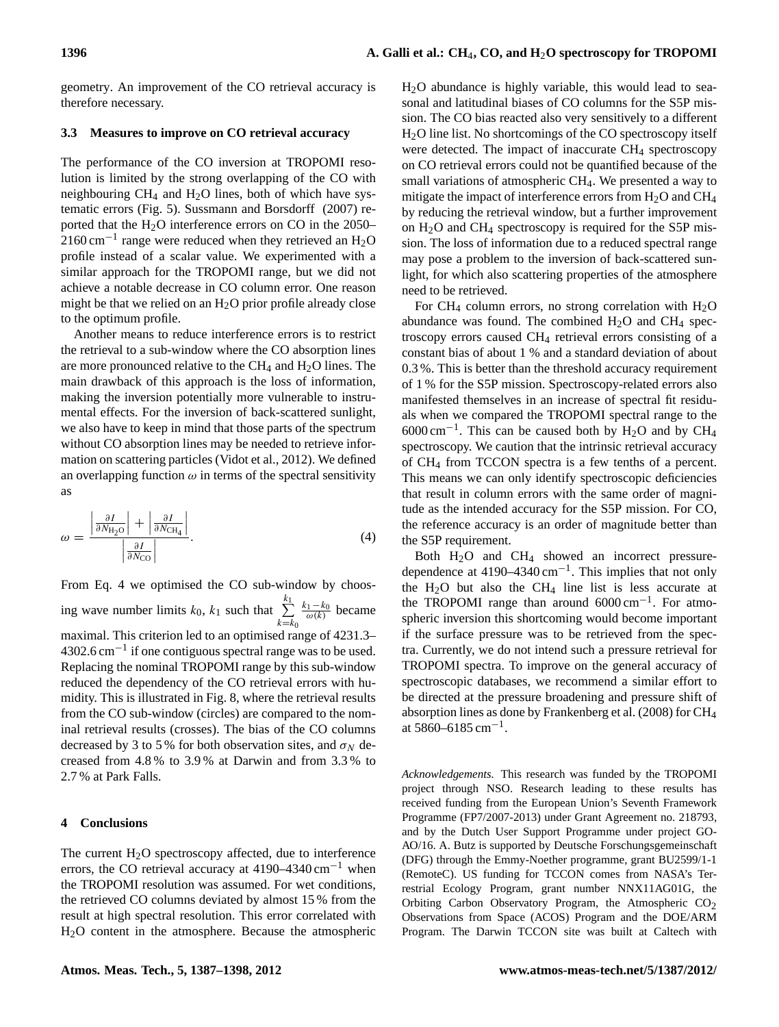geometry. An improvement of the CO retrieval accuracy is therefore necessary.

### 3.3 Measures to improve on CO retrieval accuracy

The performance of the CO inversion at TROPOMI resolution is limited by the strong overlapping of the CO with neighbouring $CH_4$ and $H_2O$ lines, both of which have systematic errors (Fig. 5). Sussmann and Borsdorff (2007) reported that the $H_2O$ interference errors on CO in the 2050–2160 $cm^{-1}$ range were reduced when they retrieved an $H_2O$ profile instead of a scalar value. We experimented with a similar approach for the TROPOMI range, but we did not achieve a notable decrease in CO column error. One reason might be that we relied on an $H_2O$ prior profile already close to the optimum profile.

Another means to reduce interference errors is to restrict the retrieval to a sub-window where the CO absorption lines are more pronounced relative to the $CH_4$ and $H_2O$ lines. The main drawback of this approach is the loss of information, making the inversion potentially more vulnerable to instrumental effects. For the inversion of back-scattered sunlight, we also have to keep in mind that those parts of the spectrum without CO absorption lines may be needed to retrieve information on scattering particles (Vidot et al., 2012). We defined an overlapping function $\omega$ in terms of the spectral sensitivity as

$$\omega = \frac{\left|\frac{\partial I}{\partial N_{H_2O}}\right| + \left|\frac{\partial I}{\partial N_{CH_4}}\right|}{\left|\frac{\partial I}{\partial N_{CO}}\right|}. \quad (4)$$

From Eq. 4 we optimised the CO sub-window by choosing wave number limits $k_0$, $k_1$ such that $\sum_{k=k_0}^{k_1} \frac{k_1 - k_0}{\omega(k)}$ became maximal. This criterion led to an optimised range of 4231.3–4302.6 $cm^{-1}$ if one contiguous spectral range was to be used. Replacing the nominal TROPOMI range by this sub-window reduced the dependency of the CO retrieval errors with humidity. This is illustrated in Fig. 8, where the retrieval results from the CO sub-window (circles) are compared to the nominal retrieval results (crosses). The bias of the CO columns decreased by 3 to 5 % for both observation sites, and $\sigma_N$ decreased from 4.8 % to 3.9 % at Darwin and from 3.3 % to 2.7 % at Park Falls.

## 4 Conclusions

The current $H_2O$ spectroscopy affected, due to interference errors, the CO retrieval accuracy at 4190–4340 $cm^{-1}$ when the TROPOMI resolution was assumed. For wet conditions, the retrieved CO columns deviated by almost 15 % from the result at high spectral resolution. This error correlated with $H_2O$ content in the atmosphere. Because the atmospheric $H_2O$ abundance is highly variable, this would lead to seasonal and latitudinal biases of CO columns for the S5P mission. The CO bias reacted also very sensitively to a different $H_2O$ line list. No shortcomings of the CO spectroscopy itself were detected. The impact of inaccurate $CH_4$ spectroscopy on CO retrieval errors could not be quantified because of the small variations of atmospheric $CH_4$. We presented a way to mitigate the impact of interference errors from $H_2O$ and $CH_4$ by reducing the retrieval window, but a further improvement on $H_2O$ and $CH_4$ spectroscopy is required for the S5P mission. The loss of information due to a reduced spectral range may pose a problem to the inversion of back-scattered sunlight, for which also scattering properties of the atmosphere need to be retrieved.

For $CH_4$ column errors, no strong correlation with $H_2O$ abundance was found. The combined $H_2O$ and $CH_4$ spectroscopy errors caused $CH_4$ retrieval errors consisting of a constant bias of about 1 % and a standard deviation of about 0.3 %. This is better than the threshold accuracy requirement of 1 % for the S5P mission. Spectroscopy-related errors also manifested themselves in an increase of spectral fit residuals when we compared the TROPOMI spectral range to the 6000 $cm^{-1}$. This can be caused both by $H_2O$ and by $CH_4$ spectroscopy. We caution that the intrinsic retrieval accuracy of $CH_4$ from TCCON spectra is a few tenths of a percent. This means we can only identify spectroscopic deficiencies that result in column errors with the same order of magnitude as the intended accuracy for the S5P mission. For CO, the reference accuracy is an order of magnitude better than the S5P requirement.

Both $H_2O$ and $CH_4$ showed an incorrect pressure-dependence at 4190–4340 $cm^{-1}$. This implies that not only the $H_2O$ but also the $CH_4$ line list is less accurate at the TROPOMI range than around 6000 $cm^{-1}$. For atmospheric inversion this shortcoming would become important if the surface pressure was to be retrieved from the spectra. Currently, we do not intend such a pressure retrieval for TROPOMI spectra. To improve on the general accuracy of spectroscopic databases, we recommend a similar effort to be directed at the pressure broadening and pressure shift of absorption lines as done by Frankenberg et al. (2008) for $CH_4$ at 5860–6185 $cm^{-1}$.

*Acknowledgements.* This research was funded by the TROPOMI project through NSO. Research leading to these results has received funding from the European Union's Seventh Framework Programme (FP7/2007-2013) under Grant Agreement no. 218793, and by the Dutch User Support Programme under project GO-AO/16. A. Butz is supported by Deutsche Forschungsgemeinschaft (DFG) through the Emmy-Noether programme, grant BU2599/1-1 (RemoteC). US funding for TCCON comes from NASA's Terrestrial Ecology Program, grant number NNX11AG01G, the Orbiting Carbon Observatory Program, the Atmospheric $CO_2$ Observations from Space (ACOS) Program and the DOE/ARM Program. The Darwin TCCON site was built at Caltech with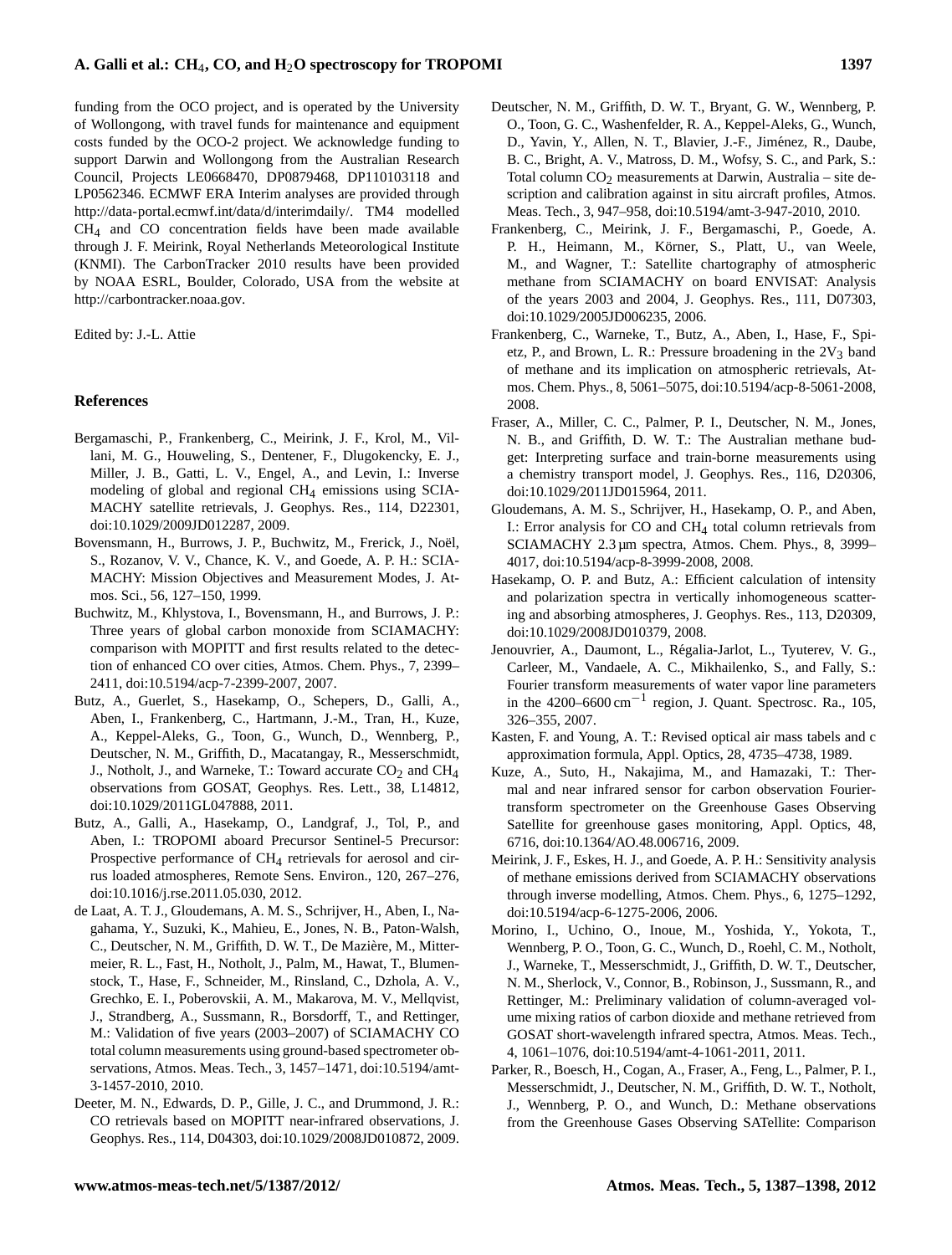funding from the OCO project, and is operated by the University of Wollongong, with travel funds for maintenance and equipment costs funded by the OCO-2 project. We acknowledge funding to support Darwin and Wollongong from the Australian Research Council, Projects LE0668470, DP0879468, DP110103118 and LP0562346. ECMWF ERA Interim analyses are provided through http://data-portal.ecmwf.int/data/d/interimdaily/. TM4 modelled $CH_4$ and CO concentration fields have been made available through J. F. Meirink, Royal Netherlands Meteorological Institute (KNMI). The CarbonTracker 2010 results have been provided by NOAA ESRL, Boulder, Colorado, USA from the website at http://carbontracker.noaa.gov.

Edited by: J.-L. Attie

## References

Bergamaschi, P., Frankenberg, C., Meirink, J. F., Krol, M., Villani, M. G., Houweling, S., Dentener, F., Dlugokencky, E. J., Miller, J. B., Gatti, L. V., Engel, A., and Levin, I.: Inverse modeling of global and regional $CH_4$ emissions using SCIAMACHY satellite retrievals, J. Geophys. Res., 114, D22301, doi:10.1029/2009JD012287, 2009.

Bovensmann, H., Burrows, J. P., Buchwitz, M., Frerick, J., Noël, S., Rozanov, V. V., Chance, K. V., and Goede, A. P. H.: SCIAMACHY: Mission Objectives and Measurement Modes, J. Atmos. Sci., 56, 127–150, 1999.

Buchwitz, M., Khlystova, I., Bovensmann, H., and Burrows, J. P.: Three years of global carbon monoxide from SCIAMACHY: comparison with MOPITT and first results related to the detection of enhanced CO over cities, Atmos. Chem. Phys., 7, 2399–2411, doi:10.5194/acp-7-2399-2007, 2007.

Butz, A., Guerlet, S., Hasekamp, O., Schepers, D., Galli, A., Aben, I., Frankenberg, C., Hartmann, J.-M., Tran, H., Kuze, A., Keppel-Aleks, G., Toon, G., Wunch, D., Wennberg, P., Deutscher, N. M., Griffith, D., Macatangay, R., Messerschmidt, J., Notholt, J., and Warneke, T.: Toward accurate $CO_2$ and $CH_4$ observations from GOSAT, Geophys. Res. Lett., 38, L14812, doi:10.1029/2011GL047888, 2011.

Butz, A., Galli, A., Hasekamp, O., Landgraf, J., Tol, P., and Aben, I.: TROPOMI aboard Precursor Sentinel-5 Precursor: Prospective performance of $CH_4$ retrievals for aerosol and cirrus loaded atmospheres, Remote Sens. Environ., 120, 267–276, doi:10.1016/j.rse.2011.05.030, 2012.

de Laat, A. T. J., Gloudemans, A. M. S., Schrijver, H., Aben, I., Nagahama, Y., Suzuki, K., Mahieu, E., Jones, N. B., Paton-Walsh, C., Deutscher, N. M., Griffith, D. W. T., De Mazière, M., Mittermeier, R. L., Fast, H., Notholt, J., Palm, M., Hawat, T., Blumenstock, T., Hase, F., Schneider, M., Rinsland, C., Dzhola, A. V., Grechko, E. I., Poberovskii, A. M., Makarova, M. V., Mellqvist, J., Strandberg, A., Sussmann, R., Borsdorff, T., and Rettinger, M.: Validation of five years (2003–2007) of SCIAMACHY CO total column measurements using ground-based spectrometer observations, Atmos. Meas. Tech., 3, 1457–1471, doi:10.5194/amt-3-1457-2010, 2010.

Deeter, M. N., Edwards, D. P., Gille, J. C., and Drummond, J. R.: CO retrievals based on MOPITT near-infrared observations, J. Geophys. Res., 114, D04303, doi:10.1029/2008JD010872, 2009.

Deutscher, N. M., Griffith, D. W. T., Bryant, G. W., Wennberg, P. O., Toon, G. C., Washenfelder, R. A., Keppel-Aleks, G., Wunch, D., Yavin, Y., Allen, N. T., Blavier, J.-F., Jiménez, R., Daube, B. C., Bright, A. V., Matross, D. M., Wofsy, S. C., and Park, S.: Total column $CO_2$ measurements at Darwin, Australia – site description and calibration against in situ aircraft profiles, Atmos. Meas. Tech., 3, 947–958, doi:10.5194/amt-3-947-2010, 2010.

Frankenberg, C., Meirink, J. F., Bergamaschi, P., Goede, A. P. H., Heimann, M., Körner, S., Platt, U., van Weele, M., and Wagner, T.: Satellite chartography of atmospheric methane from SCIAMACHY on board ENVISAT: Analysis of the years 2003 and 2004, J. Geophys. Res., 111, D07303, doi:10.1029/2005JD006235, 2006.

Frankenberg, C., Warneke, T., Butz, A., Aben, I., Hase, F., Spietz, P., and Brown, L. R.: Pressure broadening in the $2V_3$ band of methane and its implication on atmospheric retrievals, Atmos. Chem. Phys., 8, 5061–5075, doi:10.5194/acp-8-5061-2008, 2008.

Fraser, A., Miller, C. C., Palmer, P. I., Deutscher, N. M., Jones, N. B., and Griffith, D. W. T.: The Australian methane budget: Interpreting surface and train-borne measurements using a chemistry transport model, J. Geophys. Res., 116, D20306, doi:10.1029/2011JD015964, 2011.

Gloudemans, A. M. S., Schrijver, H., Hasekamp, O. P., and Aben, I.: Error analysis for CO and $CH_4$ total column retrievals from SCIAMACHY 2.3 µm spectra, Atmos. Chem. Phys., 8, 3999–4017, doi:10.5194/acp-8-3999-2008, 2008.

Hasekamp, O. P. and Butz, A.: Efficient calculation of intensity and polarization spectra in vertically inhomogeneous scattering and absorbing atmospheres, J. Geophys. Res., 113, D20309, doi:10.1029/2008JD010379, 2008.

Jenouvrier, A., Daumont, L., Régalia-Jarlot, L., Tyuterev, V. G., Carleer, M., Vandaele, A. C., Mikhailenko, S., and Fally, S.: Fourier transform measurements of water vapor line parameters in the 4200–6600 $cm^{-1}$ region, J. Quant. Spectrosc. Ra., 105, 326–355, 2007.

Kasten, F. and Young, A. T.: Revised optical air mass tabels and c approximation formula, Appl. Optics, 28, 4735–4738, 1989.

Kuze, A., Suto, H., Nakajima, M., and Hamazaki, T.: Thermal and near infrared sensor for carbon observation Fourier-transform spectrometer on the Greenhouse Gases Observing Satellite for greenhouse gases monitoring, Appl. Optics, 48, 6716, doi:10.1364/AO.48.006716, 2009.

Meirink, J. F., Eskes, H. J., and Goede, A. P. H.: Sensitivity analysis of methane emissions derived from SCIAMACHY observations through inverse modelling, Atmos. Chem. Phys., 6, 1275–1292, doi:10.5194/acp-6-1275-2006, 2006.

Morino, I., Uchino, O., Inoue, M., Yoshida, Y., Yokota, T., Wennberg, P. O., Toon, G. C., Wunch, D., Roehl, C. M., Notholt, J., Warneke, T., Messerschmidt, J., Griffith, D. W. T., Deutscher, N. M., Sherlock, V., Connor, B., Robinson, J., Sussmann, R., and Rettinger, M.: Preliminary validation of column-averaged volume mixing ratios of carbon dioxide and methane retrieved from GOSAT short-wavelength infrared spectra, Atmos. Meas. Tech., 4, 1061–1076, doi:10.5194/amt-4-1061-2011, 2011.

Parker, R., Boesch, H., Cogan, A., Fraser, A., Feng, L., Palmer, P. I., Messerschmidt, J., Deutscher, N. M., Griffith, D. W. T., Notholt, J., Wennberg, P. O., and Wunch, D.: Methane observations from the Greenhouse Gases Observing SATellite: Comparison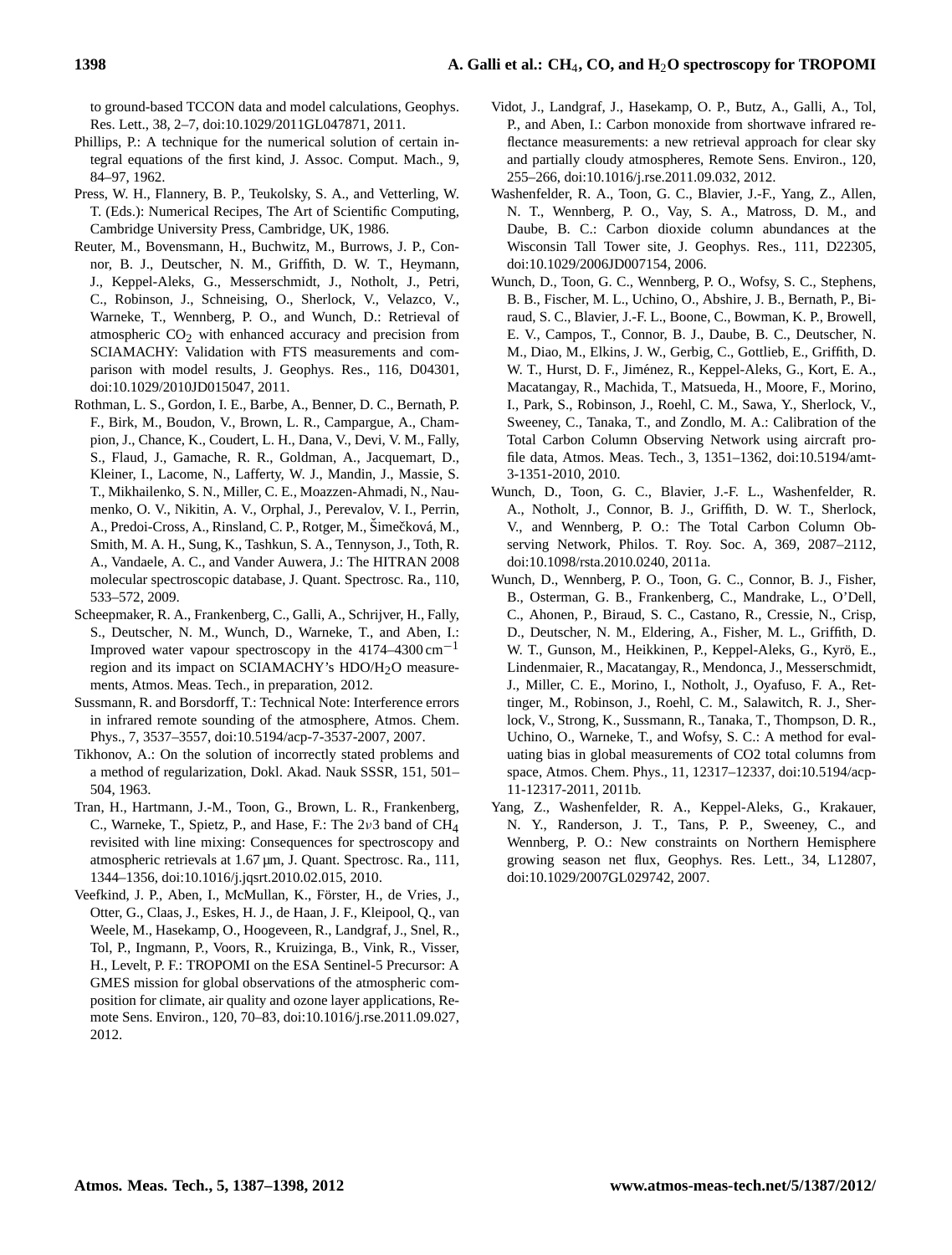to ground-based TCCON data and model calculations, Geophys. Res. Lett., 38, 2–7, doi:10.1029/2011GL047871, 2011.

Phillips, P.: A technique for the numerical solution of certain integral equations of the first kind, J. Assoc. Comput. Mach., 9, 84–97, 1962.

Press, W. H., Flannery, B. P., Teukolsky, S. A., and Vetterling, W. T. (Eds.): Numerical Recipes, The Art of Scientific Computing, Cambridge University Press, Cambridge, UK, 1986.

Reuter, M., Bovensmann, H., Buchwitz, M., Burrows, J. P., Connor, B. J., Deutscher, N. M., Griffith, D. W. T., Heymann, J., Keppel-Aleks, G., Messerschmidt, J., Notholt, J., Petri, C., Robinson, J., Schneising, O., Sherlock, V., Velazco, V., Warneke, T., Wennberg, P. O., and Wunch, D.: Retrieval of atmospheric $CO_2$ with enhanced accuracy and precision from SCIAMACHY: Validation with FTS measurements and comparison with model results, J. Geophys. Res., 116, D04301, doi:10.1029/2010JD015047, 2011.

Rothman, L. S., Gordon, I. E., Barbe, A., Benner, D. C., Bernath, P. F., Birk, M., Boudon, V., Brown, L. R., Campargue, A., Champion, J., Chance, K., Coudert, L. H., Dana, V., Devi, V. M., Fally, S., Flaud, J., Gamache, R. R., Goldman, A., Jacquemart, D., Kleiner, I., Lacome, N., Lafferty, W. J., Mandin, J., Massie, S. T., Mikhailenko, S. N., Miller, C. E., Moazzen-Ahmadi, N., Naumenko, O. V., Nikitin, A. V., Orphal, J., Perevalov, V. I., Perrin, A., Predoi-Cross, A., Rinsland, C. P., Rotger, M., Šimečková, M., Smith, M. A. H., Sung, K., Tashkun, S. A., Tennyson, J., Toth, R. A., Vandaele, A. C., and Vander Auwera, J.: The HITRAN 2008 molecular spectroscopic database, J. Quant. Spectrosc. Ra., 110, 533–572, 2009.

Scheepmaker, R. A., Frankenberg, C., Galli, A., Schrijver, H., Fally, S., Deutscher, N. M., Wunch, D., Warneke, T., and Aben, I.: Improved water vapour spectroscopy in the 4174–4300 $cm^{-1}$ region and its impact on SCIAMACHY's HDO/$H_2O$ measurements, Atmos. Meas. Tech., in preparation, 2012.

Sussmann, R. and Borsdorff, T.: Technical Note: Interference errors in infrared remote sounding of the atmosphere, Atmos. Chem. Phys., 7, 3537–3557, doi:10.5194/acp-7-3537-2007, 2007.

Tikhonov, A.: On the solution of incorrectly stated problems and a method of regularization, Dokl. Akad. Nauk SSSR, 151, 501–504, 1963.

Tran, H., Hartmann, J.-M., Toon, G., Brown, L. R., Frankenberg, C., Warneke, T., Spietz, P., and Hase, F.: The $2\nu 3$ band of $CH_4$ revisited with line mixing: Consequences for spectroscopy and atmospheric retrievals at 1.67 µm, J. Quant. Spectrosc. Ra., 111, 1344–1356, doi:10.1016/j.jqsrt.2010.02.015, 2010.

Veefkind, J. P., Aben, I., McMullan, K., Förster, H., de Vries, J., Otter, G., Claas, J., Eskes, H. J., de Haan, J. F., Kleipool, Q., van Weele, M., Hasekamp, O., Hoogeveen, R., Landgraf, J., Snel, R., Tol, P., Ingmann, P., Voors, R., Kruizinga, B., Vink, R., Visser, H., Levelt, P. F.: TROPOMI on the ESA Sentinel-5 Precursor: A GMES mission for global observations of the atmospheric composition for climate, air quality and ozone layer applications, Remote Sens. Environ., 120, 70–83, doi:10.1016/j.rse.2011.09.027, 2012.

Vidot, J., Landgraf, J., Hasekamp, O. P., Butz, A., Galli, A., Tol, P., and Aben, I.: Carbon monoxide from shortwave infrared reflectance measurements: a new retrieval approach for clear sky and partially cloudy atmospheres, Remote Sens. Environ., 120, 255–266, doi:10.1016/j.rse.2011.09.032, 2012.

Washenfelder, R. A., Toon, G. C., Blavier, J.-F., Yang, Z., Allen, N. T., Wennberg, P. O., Vay, S. A., Matross, D. M., and Daube, B. C.: Carbon dioxide column abundances at the Wisconsin Tall Tower site, J. Geophys. Res., 111, D22305, doi:10.1029/2006JD007154, 2006.

Wunch, D., Toon, G. C., Wennberg, P. O., Wofsy, S. C., Stephens, B. B., Fischer, M. L., Uchino, O., Abshire, J. B., Bernath, P., Biraud, S. C., Blavier, J.-F. L., Boone, C., Bowman, K. P., Browell, E. V., Campos, T., Connor, B. J., Daube, B. C., Deutscher, N. M., Diao, M., Elkins, J. W., Gerbig, C., Gottlieb, E., Griffith, D. W. T., Hurst, D. F., Jiménez, R., Keppel-Aleks, G., Kort, E. A., Macatangay, R., Machida, T., Matsueda, H., Moore, F., Morino, I., Park, S., Robinson, J., Roehl, C. M., Sawa, Y., Sherlock, V., Sweeney, C., Tanaka, T., and Zondlo, M. A.: Calibration of the Total Carbon Column Observing Network using aircraft profile data, Atmos. Meas. Tech., 3, 1351–1362, doi:10.5194/amt-3-1351-2010, 2010.

Wunch, D., Toon, G. C., Blavier, J.-F. L., Washenfelder, R. A., Notholt, J., Connor, B. J., Griffith, D. W. T., Sherlock, V., and Wennberg, P. O.: The Total Carbon Column Observing Network, Philos. T. Roy. Soc. A, 369, 2087–2112, doi:10.1098/rsta.2010.0240, 2011a.

Wunch, D., Wennberg, P. O., Toon, G. C., Connor, B. J., Fisher, B., Osterman, G. B., Frankenberg, C., Mandrake, L., O'Dell, C., Ahonen, P., Biraud, S. C., Castano, R., Cressie, N., Crisp, D., Deutscher, N. M., Eldering, A., Fisher, M. L., Griffith, D. W. T., Gunson, M., Heikkinen, P., Keppel-Aleks, G., Kyrö, E., Lindenmaier, R., Macatangay, R., Mendonca, J., Messerschmidt, J., Miller, C. E., Morino, I., Notholt, J., Oyafuso, F. A., Rettinger, M., Robinson, J., Roehl, C. M., Salawitch, R. J., Sherlock, V., Strong, K., Sussmann, R., Tanaka, T., Thompson, D. R., Uchino, O., Warneke, T., and Wofsy, S. C.: A method for evaluating bias in global measurements of CO2 total columns from space, Atmos. Chem. Phys., 11, 12317–12337, doi:10.5194/acp-11-12317-2011, 2011b.

Yang, Z., Washenfelder, R. A., Keppel-Aleks, G., Krakauer, N. Y., Randerson, J. T., Tans, P. P., Sweeney, C., and Wennberg, P. O.: New constraints on Northern Hemisphere growing season net flux, Geophys. Res. Lett., 34, L12807, doi:10.1029/2007GL029742, 2007.